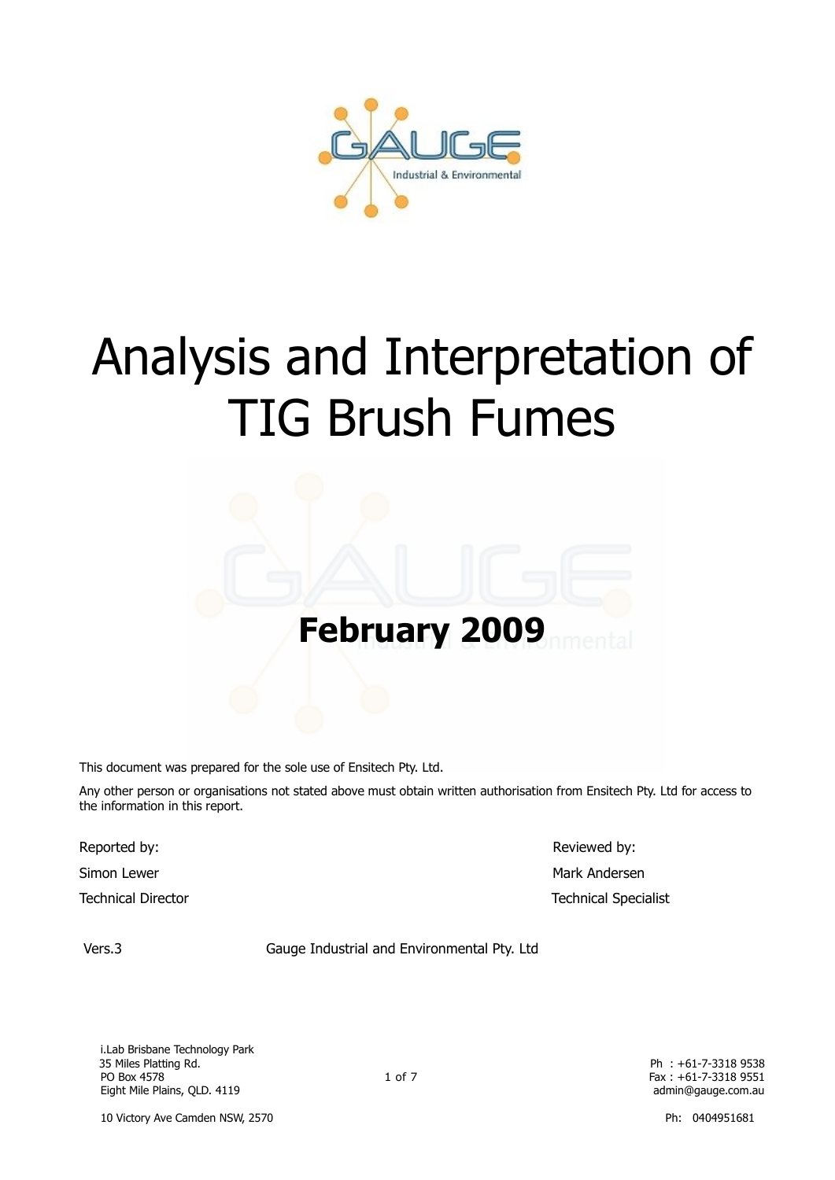# Analysis and Interpretation of TIG Brush Fumes

**February 2009**

This document was prepared for the sole use of Ensitech Pty. Ltd.

Any other person or organisations not stated above must obtain written authorisation from Ensitech Pty. Ltd for access to the information in this report.

| Reported by: | Reviewed by: |
| --- | --- |
| Simon Lewer | Mark Andersen |
| Technical Director | Technical Specialist |

Vers.3 Gauge Industrial and Environmental Pty. Ltd

i.Lab Brisbane Technology Park
35 Miles Platting Rd.
PO Box 4578
Eight Mile Plains, QLD. 4119

Ph : +61-7-3318 9538
Fax : +61-7-3318 9551
admin@gauge.com.au

10 Victory Ave Camden NSW, 2570

Ph: 0404951681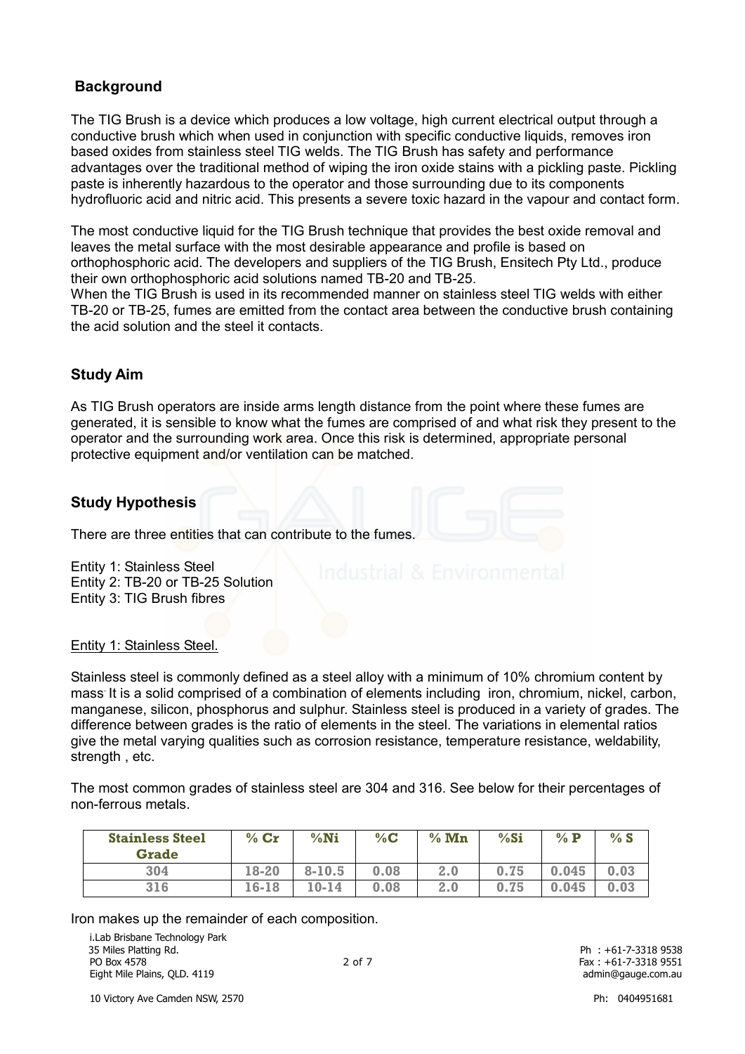## Background

The TIG Brush is a device which produces a low voltage, high current electrical output through a conductive brush which when used in conjunction with specific conductive liquids, removes iron based oxides from stainless steel TIG welds. The TIG Brush has safety and performance advantages over the traditional method of wiping the iron oxide stains with a pickling paste. Pickling paste is inherently hazardous to the operator and those surrounding due to its components hydrofluoric acid and nitric acid. This presents a severe toxic hazard in the vapour and contact form.

The most conductive liquid for the TIG Brush technique that provides the best oxide removal and leaves the metal surface with the most desirable appearance and profile is based on orthophosphoric acid. The developers and suppliers of the TIG Brush, Ensitech Pty Ltd., produce their own orthophosphoric acid solutions named TB-20 and TB-25.
When the TIG Brush is used in its recommended manner on stainless steel TIG welds with either TB-20 or TB-25, fumes are emitted from the contact area between the conductive brush containing the acid solution and the steel it contacts.

## Study Aim

As TIG Brush operators are inside arms length distance from the point where these fumes are generated, it is sensible to know what the fumes are comprised of and what risk they present to the operator and the surrounding work area. Once this risk is determined, appropriate personal protective equipment and/or ventilation can be matched.

## Study Hypothesis

There are three entities that can contribute to the fumes.

Entity 1: Stainless Steel
Entity 2: TB-20 or TB-25 Solution
Entity 3: TIG Brush fibres

Entity 1: Stainless Steel.

Stainless steel is commonly defined as a steel alloy with a minimum of 10% chromium content by mass. It is a solid comprised of a combination of elements including iron, chromium, nickel, carbon, manganese, silicon, phosphorus and sulphur. Stainless steel is produced in a variety of grades. The difference between grades is the ratio of elements in the steel. The variations in elemental ratios give the metal varying qualities such as corrosion resistance, temperature resistance, weldability, strength , etc.

The most common grades of stainless steel are 304 and 316. See below for their percentages of non-ferrous metals.

| Stainless Steel Grade | % Cr | %Ni | %C | % Mn | %Si | % P | % S |
|---|---|---|---|---|---|---|---|
| 304 | 18-20 | 8-10.5 | 0.08 | 2.0 | 0.75 | 0.045 | 0.03 |
| 316 | 16-18 | 10-14 | 0.08 | 2.0 | 0.75 | 0.045 | 0.03 |

Iron makes up the remainder of each composition.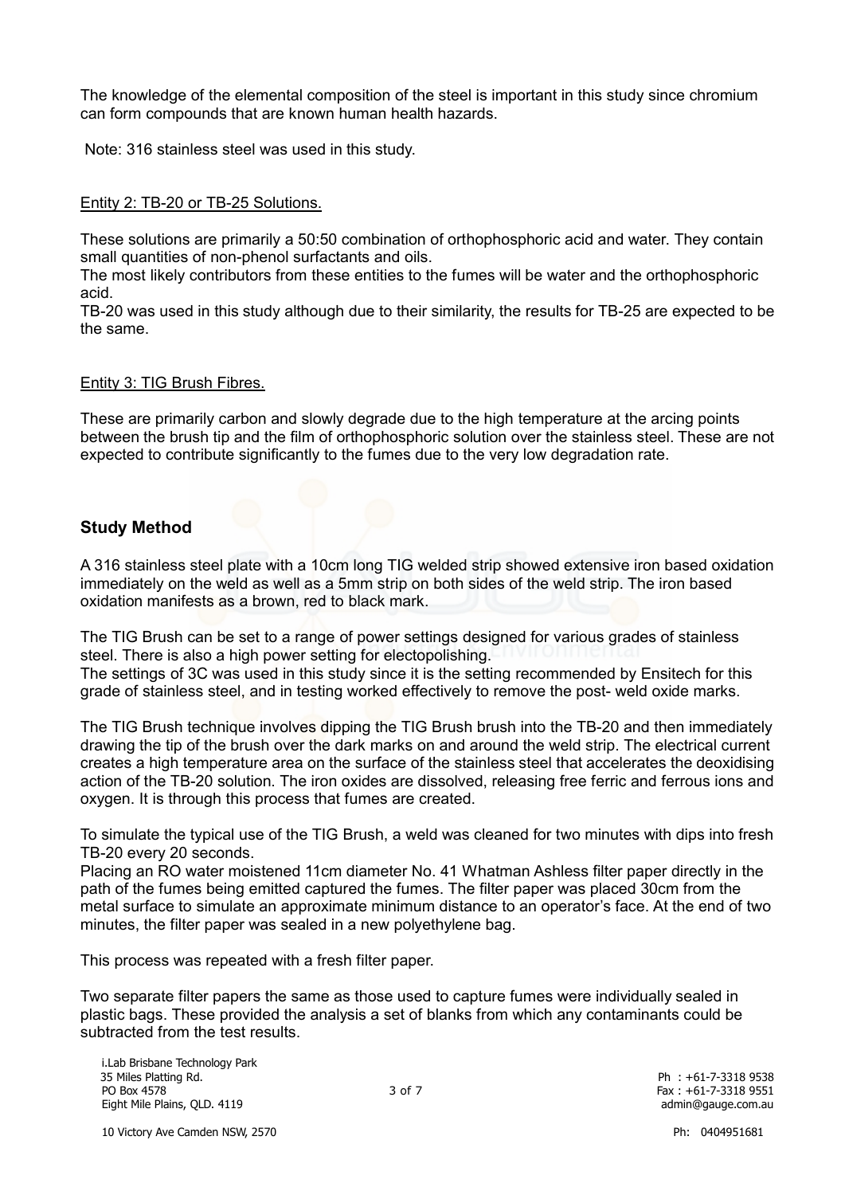The knowledge of the elemental composition of the steel is important in this study since chromium can form compounds that are known human health hazards.

Note: 316 stainless steel was used in this study.

Entity 2: TB-20 or TB-25 Solutions.

These solutions are primarily a 50:50 combination of orthophosphoric acid and water. They contain small quantities of non-phenol surfactants and oils.
The most likely contributors from these entities to the fumes will be water and the orthophosphoric acid.
TB-20 was used in this study although due to their similarity, the results for TB-25 are expected to be the same.

Entity 3: TIG Brush Fibres.

These are primarily carbon and slowly degrade due to the high temperature at the arcing points between the brush tip and the film of orthophosphoric solution over the stainless steel. These are not expected to contribute significantly to the fumes due to the very low degradation rate.

## Study Method

A 316 stainless steel plate with a 10cm long TIG welded strip showed extensive iron based oxidation immediately on the weld as well as a 5mm strip on both sides of the weld strip. The iron based oxidation manifests as a brown, red to black mark.

The TIG Brush can be set to a range of power settings designed for various grades of stainless steel. There is also a high power setting for electopolishing.
The settings of 3C was used in this study since it is the setting recommended by Ensitech for this grade of stainless steel, and in testing worked effectively to remove the post- weld oxide marks.

The TIG Brush technique involves dipping the TIG Brush brush into the TB-20 and then immediately drawing the tip of the brush over the dark marks on and around the weld strip. The electrical current creates a high temperature area on the surface of the stainless steel that accelerates the deoxidising action of the TB-20 solution. The iron oxides are dissolved, releasing free ferric and ferrous ions and oxygen. It is through this process that fumes are created.

To simulate the typical use of the TIG Brush, a weld was cleaned for two minutes with dips into fresh TB-20 every 20 seconds.
Placing an RO water moistened 11cm diameter No. 41 Whatman Ashless filter paper directly in the path of the fumes being emitted captured the fumes. The filter paper was placed 30cm from the metal surface to simulate an approximate minimum distance to an operator's face. At the end of two minutes, the filter paper was sealed in a new polyethylene bag.

This process was repeated with a fresh filter paper.

Two separate filter papers the same as those used to capture fumes were individually sealed in plastic bags. These provided the analysis a set of blanks from which any contaminants could be subtracted from the test results.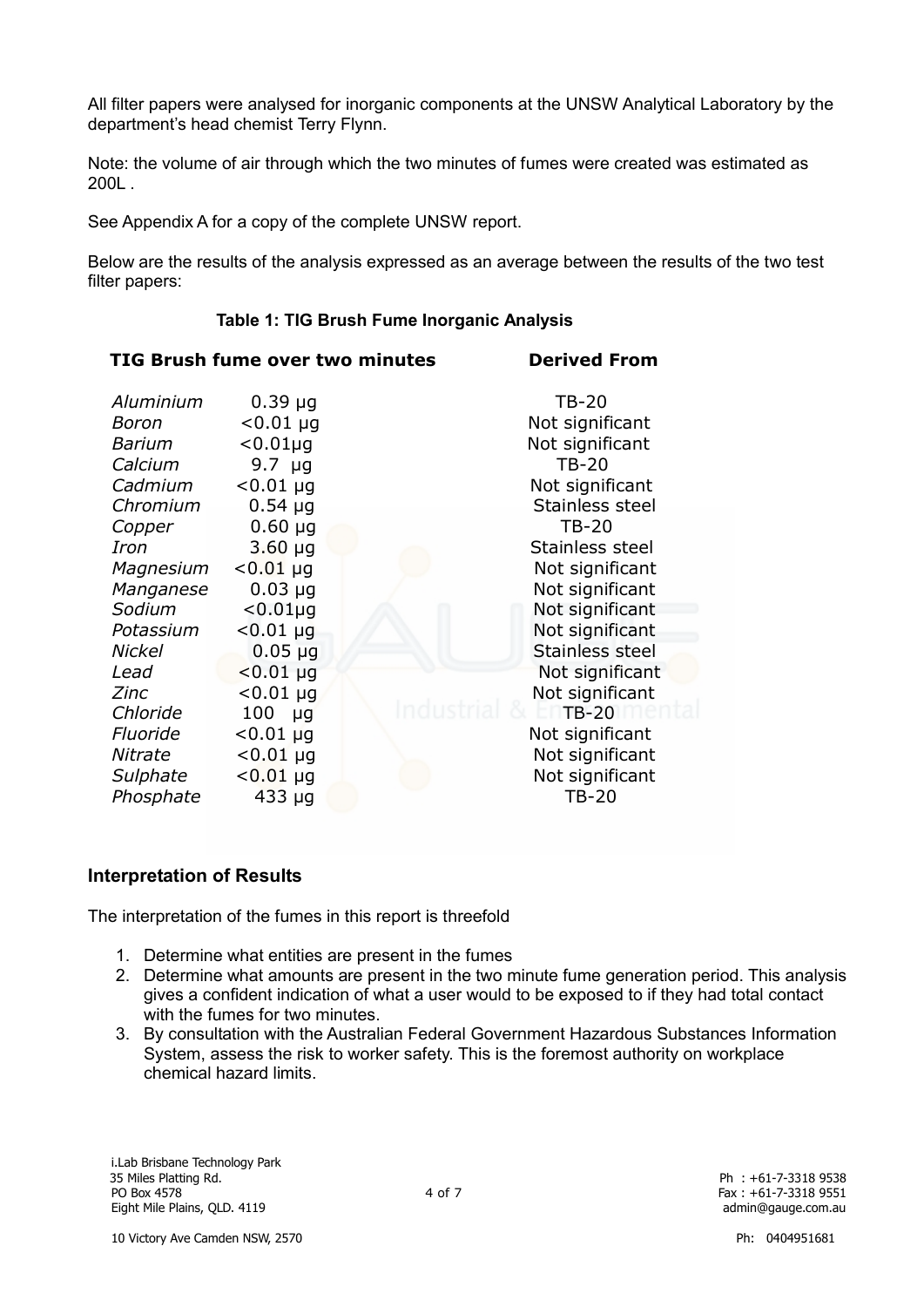All filter papers were analysed for inorganic components at the UNSW Analytical Laboratory by the department's head chemist Terry Flynn.

Note: the volume of air through which the two minutes of fumes were created was estimated as 200L .

See Appendix A for a copy of the complete UNSW report.

Below are the results of the analysis expressed as an average between the results of the two test filter papers:

**Table 1: TIG Brush Fume Inorganic Analysis**

| TIG Brush fume over two minutes | | Derived From |
|---|---|---|
| *Aluminium* | 0.39 µg | TB-20 |
| *Boron* | <0.01 µg | Not significant |
| *Barium* | <0.01µg | Not significant |
| *Calcium* | 9.7 µg | TB-20 |
| *Cadmium* | <0.01 µg | Not significant |
| *Chromium* | 0.54 µg | Stainless steel |
| *Copper* | 0.60 µg | TB-20 |
| *Iron* | 3.60 µg | Stainless steel |
| *Magnesium* | <0.01 µg | Not significant |
| *Manganese* | 0.03 µg | Not significant |
| *Sodium* | <0.01µg | Not significant |
| *Potassium* | <0.01 µg | Not significant |
| *Nickel* | 0.05 µg | Stainless steel |
| *Lead* | <0.01 µg | Not significant |
| *Zinc* | <0.01 µg | Not significant |
| *Chloride* | 100 µg | TB-20 |
| *Fluoride* | <0.01 µg | Not significant |
| *Nitrate* | <0.01 µg | Not significant |
| *Sulphate* | <0.01 µg | Not significant |
| *Phosphate* | 433 µg | TB-20 |

## Interpretation of Results

The interpretation of the fumes in this report is threefold

1. Determine what entities are present in the fumes
2. Determine what amounts are present in the two minute fume generation period. This analysis gives a confident indication of what a user would to be exposed to if they had total contact with the fumes for two minutes.
3. By consultation with the Australian Federal Government Hazardous Substances Information System, assess the risk to worker safety. This is the foremost authority on workplace chemical hazard limits.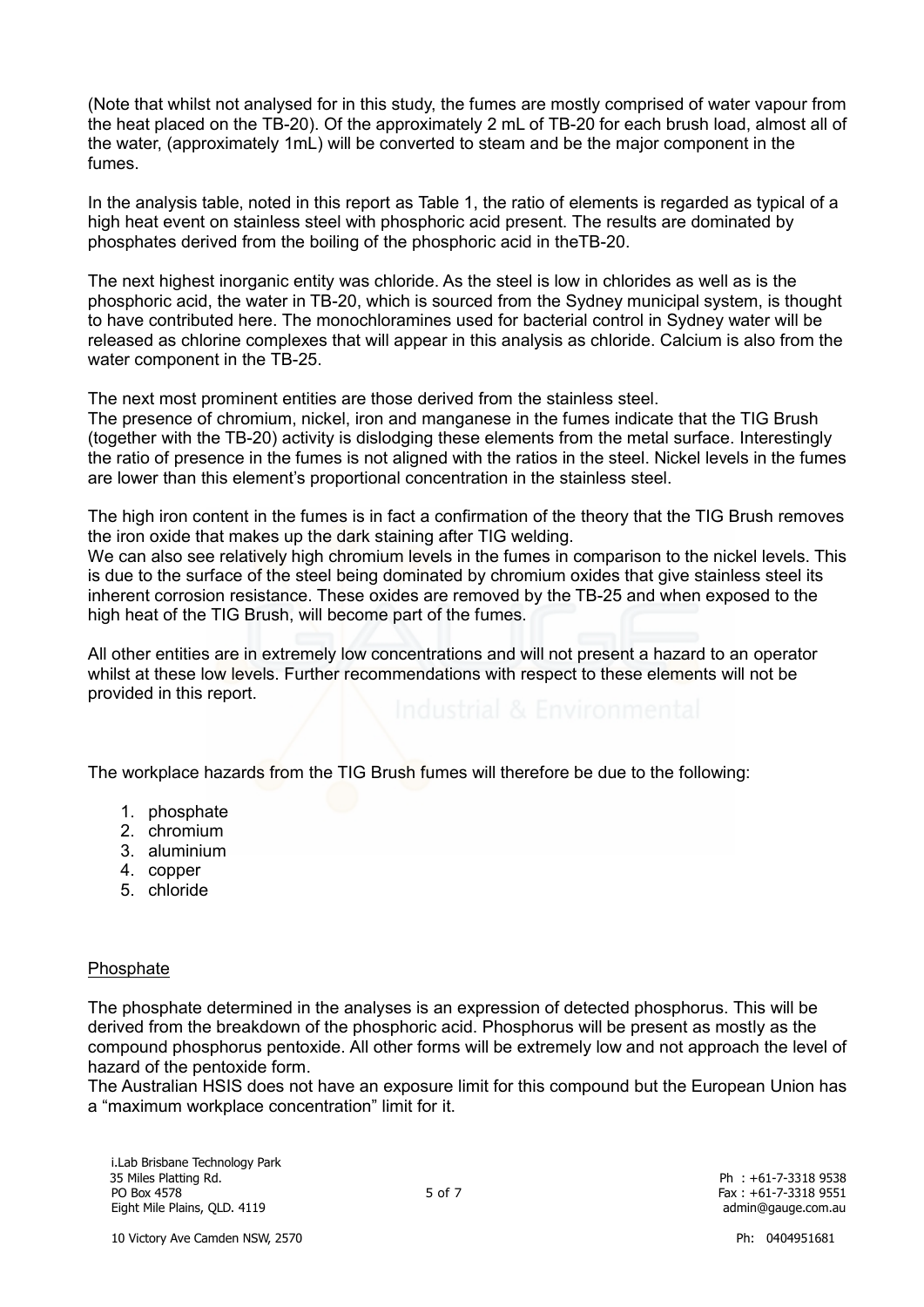(Note that whilst not analysed for in this study, the fumes are mostly comprised of water vapour from the heat placed on the TB-20). Of the approximately 2 mL of TB-20 for each brush load, almost all of the water, (approximately 1mL) will be converted to steam and be the major component in the fumes.

In the analysis table, noted in this report as Table 1, the ratio of elements is regarded as typical of a high heat event on stainless steel with phosphoric acid present. The results are dominated by phosphates derived from the boiling of the phosphoric acid in theTB-20.

The next highest inorganic entity was chloride. As the steel is low in chlorides as well as is the phosphoric acid, the water in TB-20, which is sourced from the Sydney municipal system, is thought to have contributed here. The monochloramines used for bacterial control in Sydney water will be released as chlorine complexes that will appear in this analysis as chloride. Calcium is also from the water component in the TB-25.

The next most prominent entities are those derived from the stainless steel.
The presence of chromium, nickel, iron and manganese in the fumes indicate that the TIG Brush (together with the TB-20) activity is dislodging these elements from the metal surface. Interestingly the ratio of presence in the fumes is not aligned with the ratios in the steel. Nickel levels in the fumes are lower than this element's proportional concentration in the stainless steel.

The high iron content in the fumes is in fact a confirmation of the theory that the TIG Brush removes the iron oxide that makes up the dark staining after TIG welding.
We can also see relatively high chromium levels in the fumes in comparison to the nickel levels. This is due to the surface of the steel being dominated by chromium oxides that give stainless steel its inherent corrosion resistance. These oxides are removed by the TB-25 and when exposed to the high heat of the TIG Brush, will become part of the fumes.

All other entities are in extremely low concentrations and will not present a hazard to an operator whilst at these low levels. Further recommendations with respect to these elements will not be provided in this report.

The workplace hazards from the TIG Brush fumes will therefore be due to the following:

1. phosphate
2. chromium
3. aluminium
4. copper
5. chloride

## Phosphate

The phosphate determined in the analyses is an expression of detected phosphorus. This will be derived from the breakdown of the phosphoric acid. Phosphorus will be present as mostly as the compound phosphorus pentoxide. All other forms will be extremely low and not approach the level of hazard of the pentoxide form.
The Australian HSIS does not have an exposure limit for this compound but the European Union has a "maximum workplace concentration" limit for it.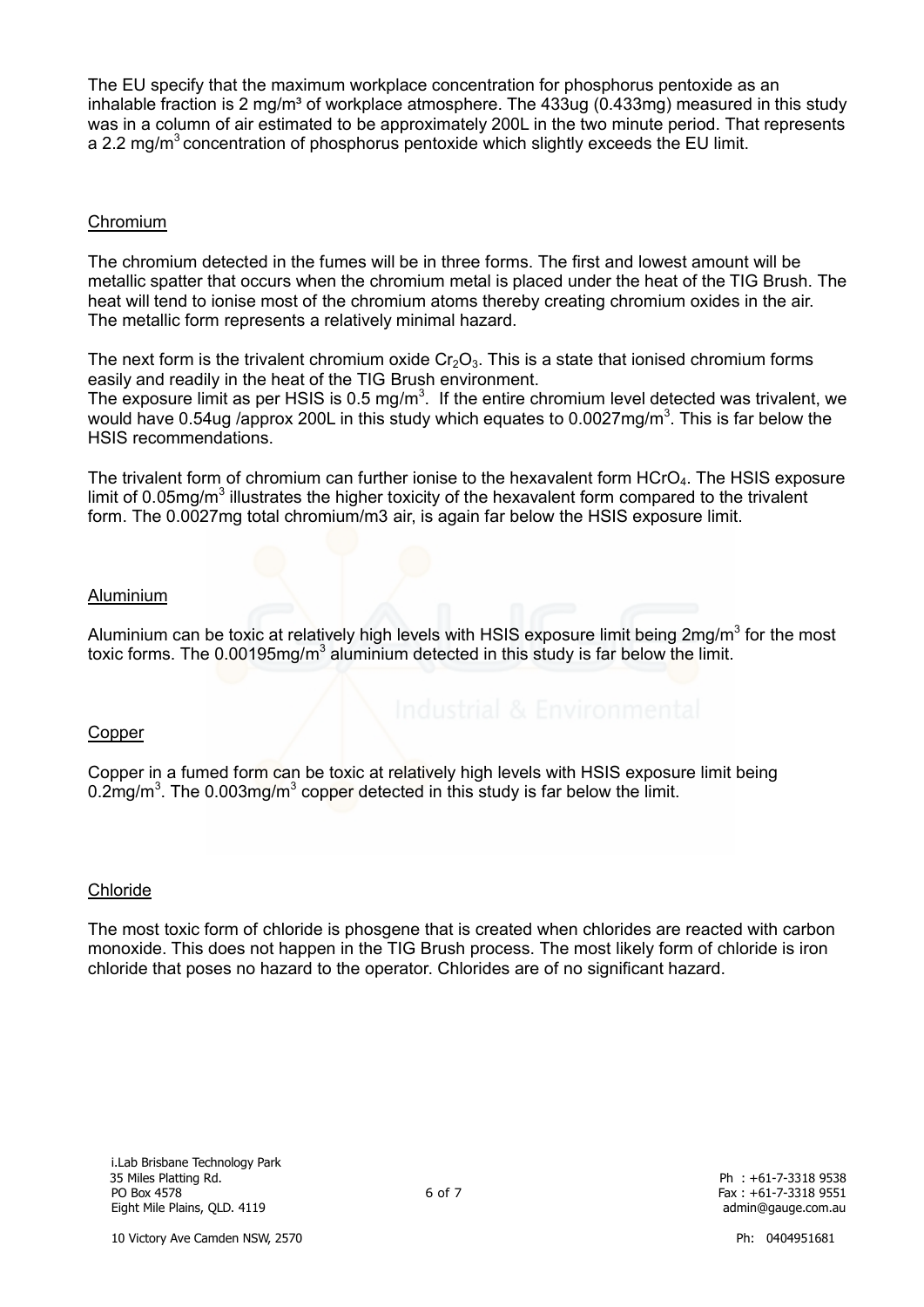The EU specify that the maximum workplace concentration for phosphorus pentoxide as an inhalable fraction is 2 mg/m³ of workplace atmosphere. The 433ug (0.433mg) measured in this study was in a column of air estimated to be approximately 200L in the two minute period. That represents a 2.2 mg/m$^3$ concentration of phosphorus pentoxide which slightly exceeds the EU limit.

## Chromium

The chromium detected in the fumes will be in three forms. The first and lowest amount will be metallic spatter that occurs when the chromium metal is placed under the heat of the TIG Brush. The heat will tend to ionise most of the chromium atoms thereby creating chromium oxides in the air. The metallic form represents a relatively minimal hazard.

The next form is the trivalent chromium oxide $Cr_2O_3$. This is a state that ionised chromium forms easily and readily in the heat of the TIG Brush environment.
The exposure limit as per HSIS is 0.5 mg/m$^3$. If the entire chromium level detected was trivalent, we would have 0.54ug /approx 200L in this study which equates to 0.0027mg/m$^3$. This is far below the HSIS recommendations.

The trivalent form of chromium can further ionise to the hexavalent form $HCrO_4$. The HSIS exposure limit of 0.05mg/m$^3$ illustrates the higher toxicity of the hexavalent form compared to the trivalent form. The 0.0027mg total chromium/m3 air, is again far below the HSIS exposure limit.

## Aluminium

Aluminium can be toxic at relatively high levels with HSIS exposure limit being 2mg/m$^3$ for the most toxic forms. The 0.00195mg/m$^3$ aluminium detected in this study is far below the limit.

## Copper

Copper in a fumed form can be toxic at relatively high levels with HSIS exposure limit being 0.2mg/m$^3$. The 0.003mg/m$^3$ copper detected in this study is far below the limit.

## Chloride

The most toxic form of chloride is phosgene that is created when chlorides are reacted with carbon monoxide. This does not happen in the TIG Brush process. The most likely form of chloride is iron chloride that poses no hazard to the operator. Chlorides are of no significant hazard.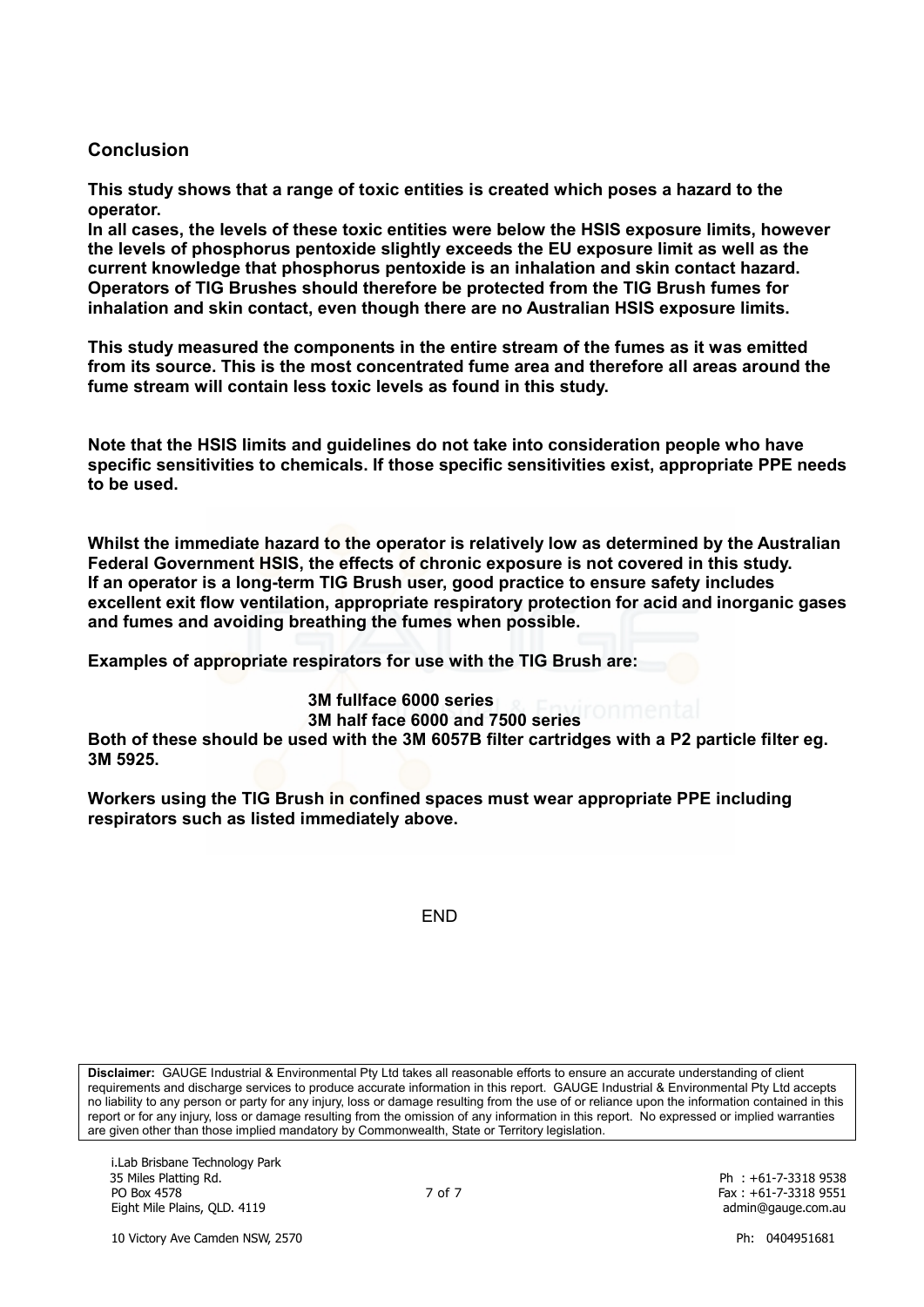## Conclusion

**This study shows that a range of toxic entities is created which poses a hazard to the operator.**
**In all cases, the levels of these toxic entities were below the HSIS exposure limits, however the levels of phosphorus pentoxide slightly exceeds the EU exposure limit as well as the current knowledge that phosphorus pentoxide is an inhalation and skin contact hazard. Operators of TIG Brushes should therefore be protected from the TIG Brush fumes for inhalation and skin contact, even though there are no Australian HSIS exposure limits.**

**This study measured the components in the entire stream of the fumes as it was emitted from its source. This is the most concentrated fume area and therefore all areas around the fume stream will contain less toxic levels as found in this study.**

**Note that the HSIS limits and guidelines do not take into consideration people who have specific sensitivities to chemicals. If those specific sensitivities exist, appropriate PPE needs to be used.**

**Whilst the immediate hazard to the operator is relatively low as determined by the Australian Federal Government HSIS, the effects of chronic exposure is not covered in this study.**
**If an operator is a long-term TIG Brush user, good practice to ensure safety includes excellent exit flow ventilation, appropriate respiratory protection for acid and inorganic gases and fumes and avoiding breathing the fumes when possible.**

**Examples of appropriate respirators for use with the TIG Brush are:**

**3M fullface 6000 series**
**3M half face 6000 and 7500 series**

**Both of these should be used with the 3M 6057B filter cartridges with a P2 particle filter eg. 3M 5925.**

**Workers using the TIG Brush in confined spaces must wear appropriate PPE including respirators such as listed immediately above.**

END

**Disclaimer:** GAUGE Industrial & Environmental Pty Ltd takes all reasonable efforts to ensure an accurate understanding of client requirements and discharge services to produce accurate information in this report. GAUGE Industrial & Environmental Pty Ltd accepts no liability to any person or party for any injury, loss or damage resulting from the use of or reliance upon the information contained in this report or for any injury, loss or damage resulting from the omission of any information in this report. No expressed or implied warranties are given other than those implied mandatory by Commonwealth, State or Territory legislation.

i.Lab Brisbane Technology Park
35 Miles Platting Rd.
PO Box 4578
Eight Mile Plains, QLD. 4119

Ph : +61-7-3318 9538
Fax : +61-7-3318 9551
admin@gauge.com.au

10 Victory Ave Camden NSW, 2570

Ph: 0404951681